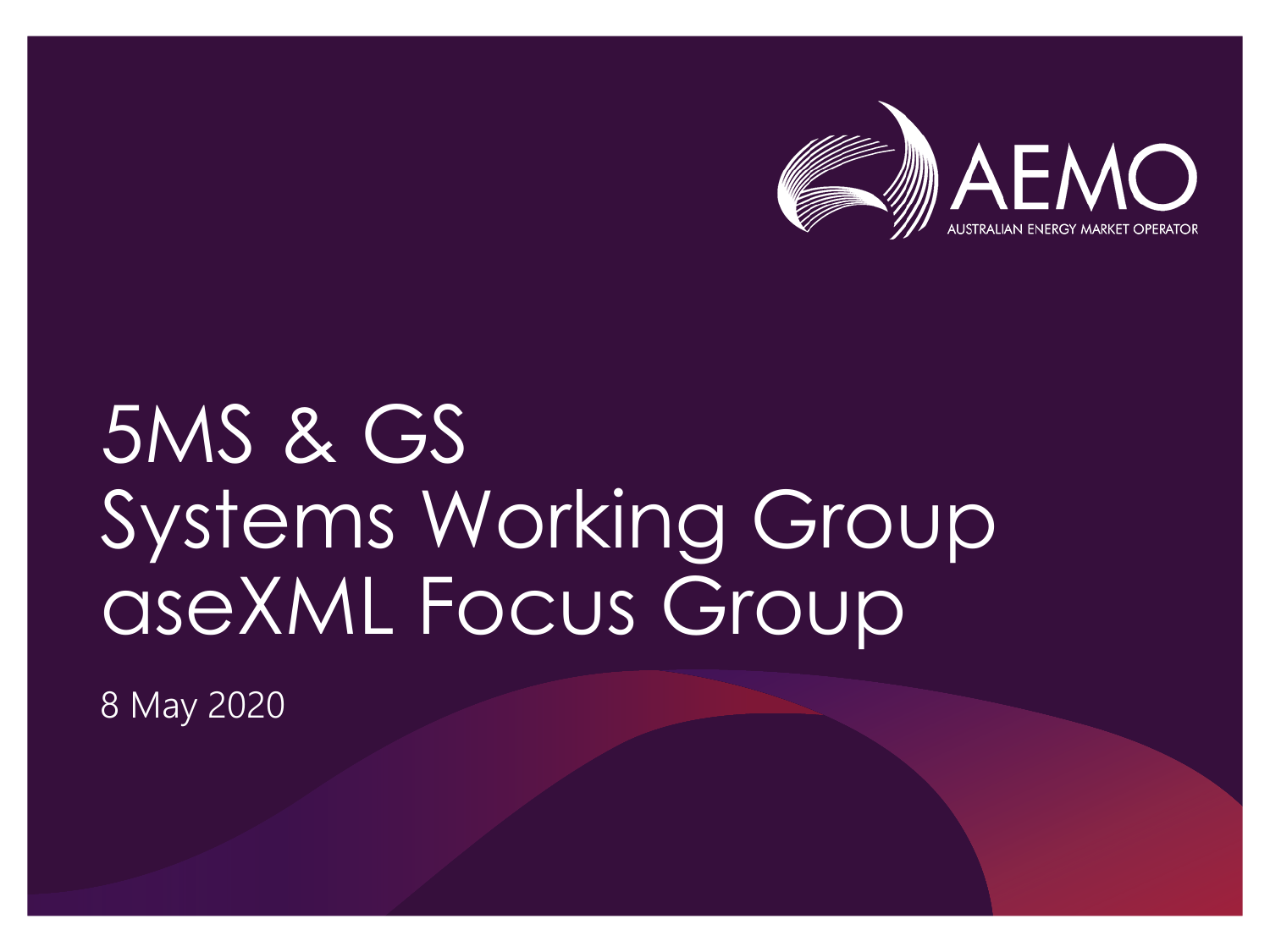AEMO
AUSTRALIAN ENERGY MARKET OPERATOR

# 5MS & GS Systems Working Group aseXML Focus Group

8 May 2020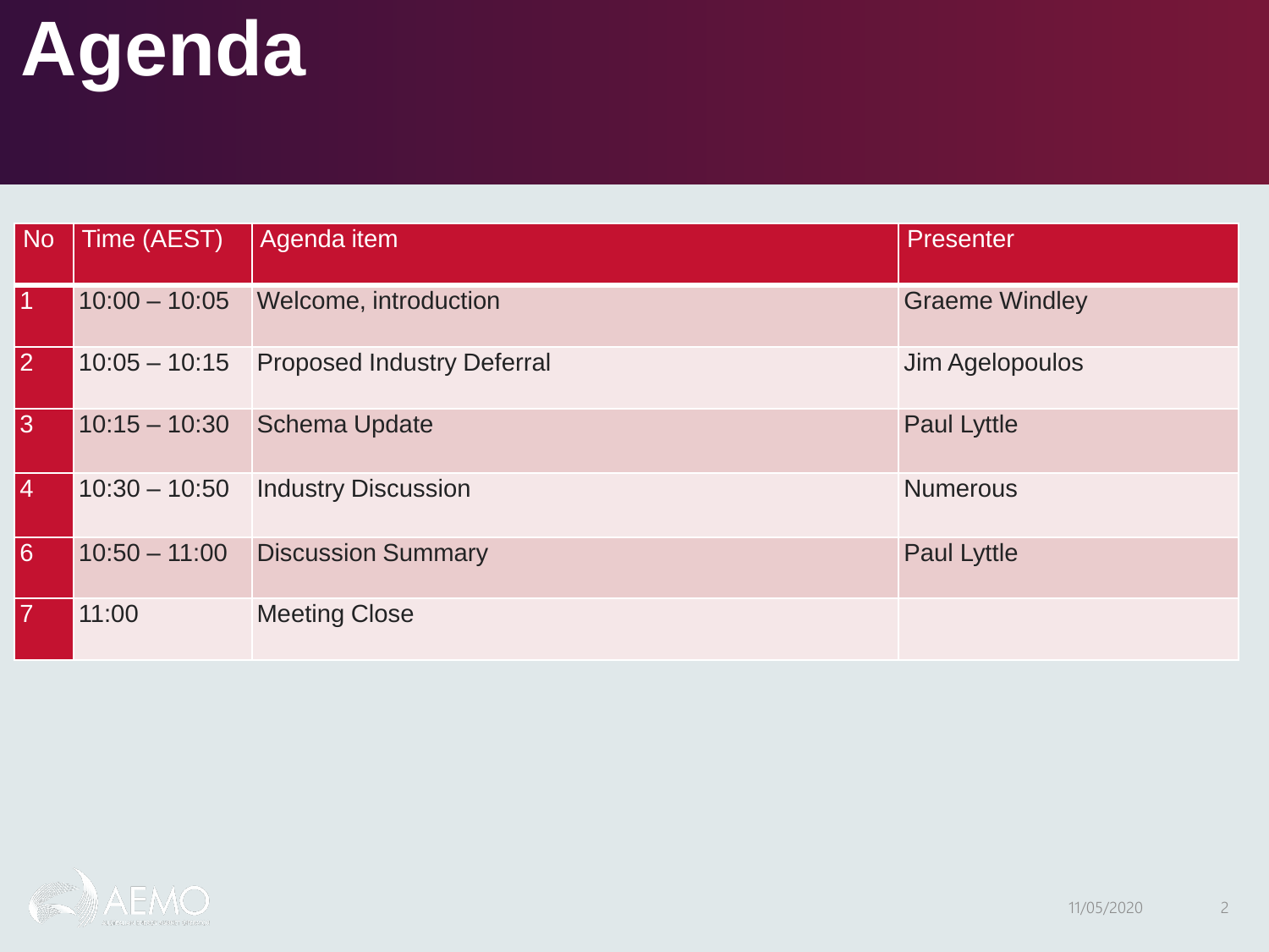# Agenda

| No | Time (AEST) | Agenda item | Presenter |
| --- | --- | --- | --- |
| 1 | 10:00 – 10:05 | Welcome, introduction | Graeme Windley |
| 2 | 10:05 – 10:15 | Proposed Industry Deferral | Jim Agelopoulos |
| 3 | 10:15 – 10:30 | Schema Update | Paul Lyttle |
| 4 | 10:30 – 10:50 | Industry Discussion | Numerous |
| 6 | 10:50 – 11:00 | Discussion Summary | Paul Lyttle |
| 7 | 11:00 | Meeting Close | |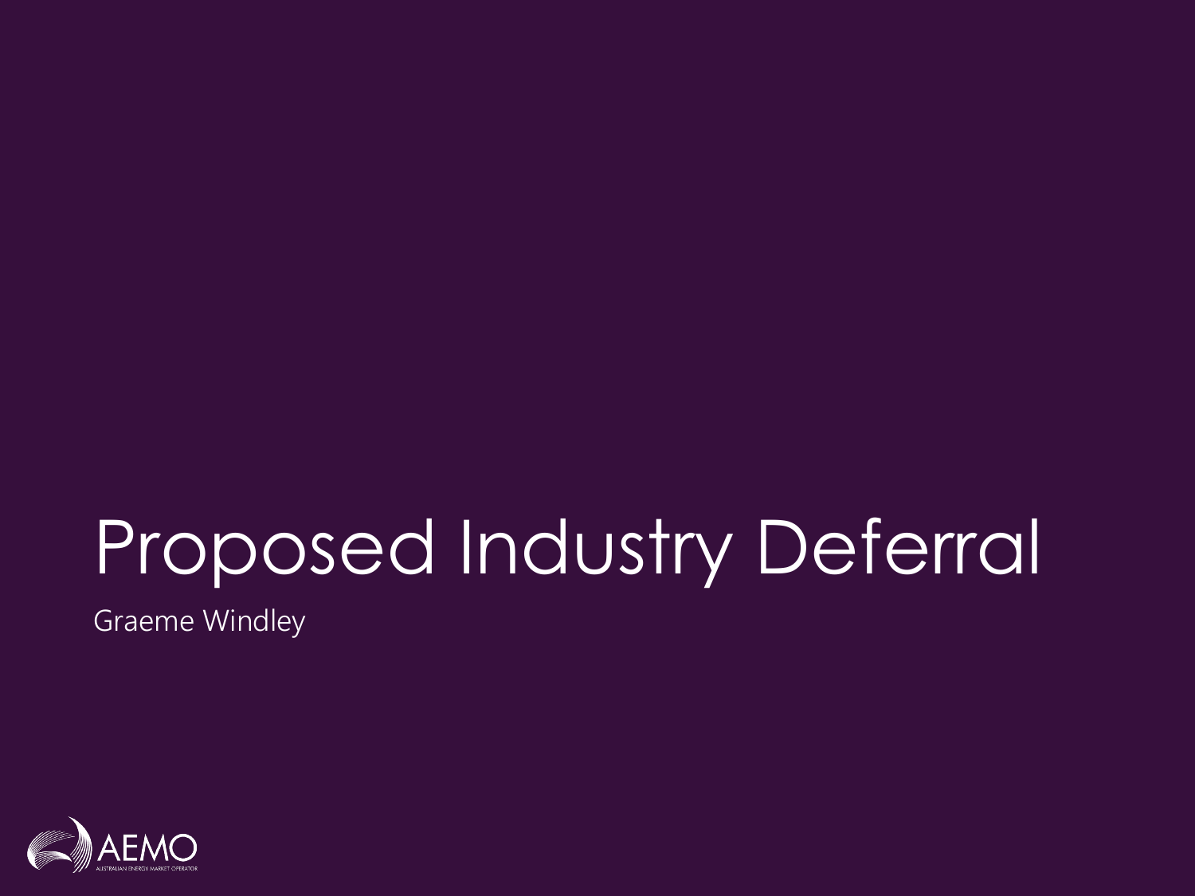# Proposed Industry Deferral

Graeme Windley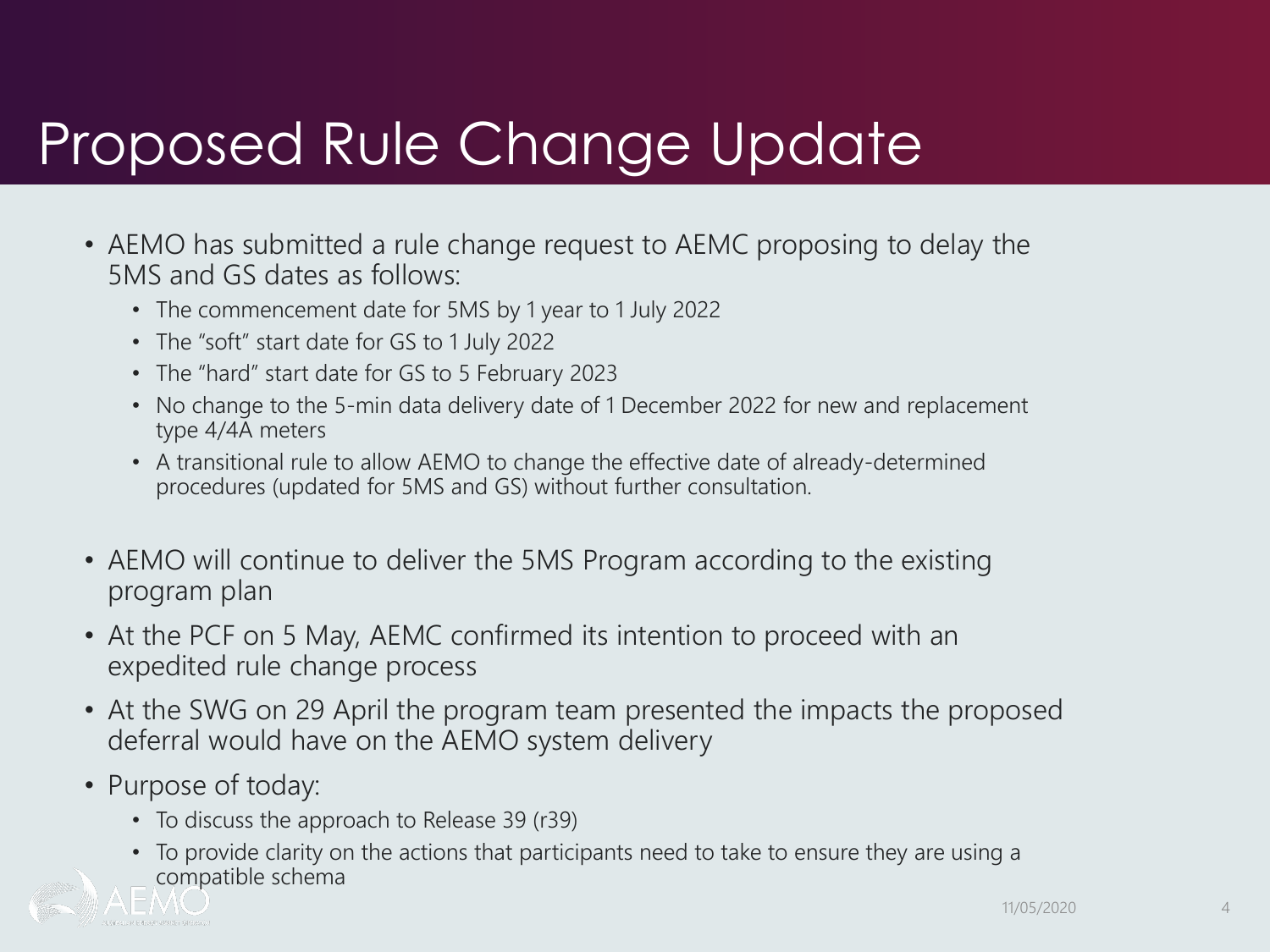# Proposed Rule Change Update

- AEMO has submitted a rule change request to AEMC proposing to delay the 5MS and GS dates as follows:
  - The commencement date for 5MS by 1 year to 1 July 2022
  - The "soft" start date for GS to 1 July 2022
  - The "hard" start date for GS to 5 February 2023
  - No change to the 5-min data delivery date of 1 December 2022 for new and replacement type 4/4A meters
  - A transitional rule to allow AEMO to change the effective date of already-determined procedures (updated for 5MS and GS) without further consultation.
- AEMO will continue to deliver the 5MS Program according to the existing program plan
- At the PCF on 5 May, AEMC confirmed its intention to proceed with an expedited rule change process
- At the SWG on 29 April the program team presented the impacts the proposed deferral would have on the AEMO system delivery
- Purpose of today:
  - To discuss the approach to Release 39 (r39)
  - To provide clarity on the actions that participants need to take to ensure they are using a compatible schema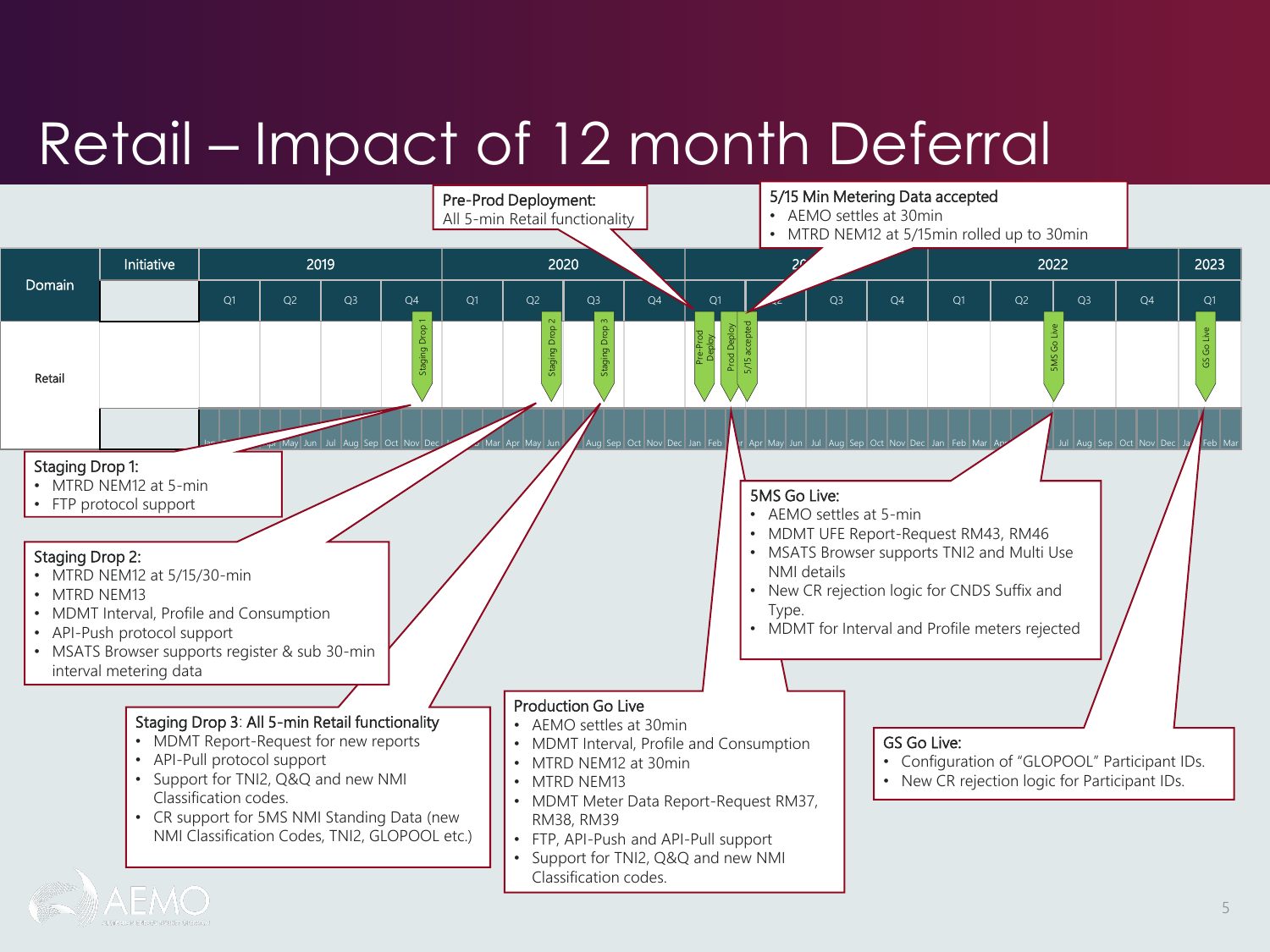# Retail – Impact of 12 month Deferral

| Domain | Initiative | 2019 | | | | 2020 | | | | 2021 | | | | 2022 | | | | 2023 |
|---|---|---|---|---|---|---|---|---|---|---|---|---|---|---|---|---|---|---|
| | | Q1 | Q2 | Q3 | Q4 | Q1 | Q2 | Q3 | Q4 | Q1 | Q2 | Q3 | Q4 | Q1 | Q2 | Q3 | Q4 | Q1 |
| Retail | | | | | Staging Drop 1 | | Staging Drop 2 | Staging Drop 3 | | Pre-Prod Deploy; Prod Deploy; 5/15 accepted | | | | | 5MS Go Live | | | GS Go Live |

**Pre-Prod Deployment:** All 5-min Retail functionality

**5/15 Min Metering Data accepted**
- AEMO settles at 30min
- MTRD NEM12 at 5/15min rolled up to 30min

**Staging Drop 1:**
- MTRD NEM12 at 5-min
- FTP protocol support

**Staging Drop 2:**
- MTRD NEM12 at 5/15/30-min
- MTRD NEM13
- MDMT Interval, Profile and Consumption
- API-Push protocol support
- MSATS Browser supports register & sub 30-min interval metering data

**Staging Drop 3:** All 5-min Retail functionality
- MDMT Report-Request for new reports
- API-Pull protocol support
- Support for TNI2, Q&Q and new NMI Classification codes.
- CR support for 5MS NMI Standing Data (new NMI Classification Codes, TNI2, GLOPOOL etc.)

**Production Go Live**
- AEMO settles at 30min
- MDMT Interval, Profile and Consumption
- MTRD NEM12 at 30min
- MTRD NEM13
- MDMT Meter Data Report-Request RM37, RM38, RM39
- FTP, API-Push and API-Pull support
- Support for TNI2, Q&Q and new NMI Classification codes.

**5MS Go Live:**
- AEMO settles at 5-min
- MDMT UFE Report-Request RM43, RM46
- MSATS Browser supports TNI2 and Multi Use NMI details
- New CR rejection logic for CNDS Suffix and Type.
- MDMT for Interval and Profile meters rejected

**GS Go Live:**
- Configuration of "GLOPOOL" Participant IDs.
- New CR rejection logic for Participant IDs.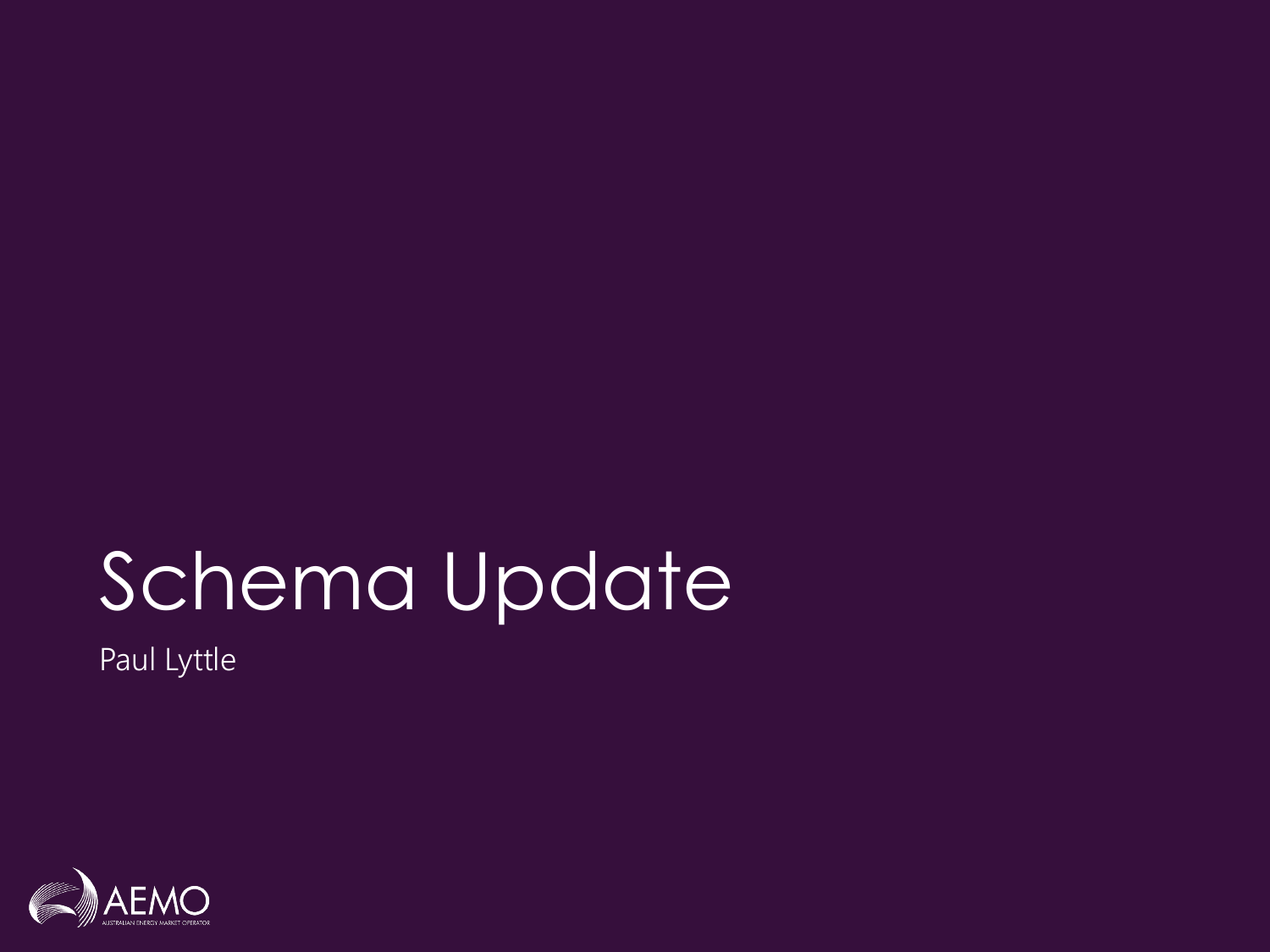# Schema Update

Paul Lyttle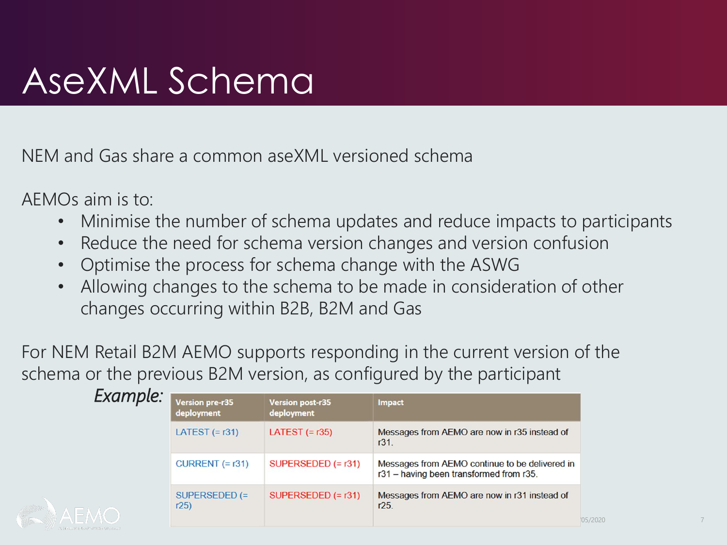# AseXML Schema

NEM and Gas share a common aseXML versioned schema

AEMOs aim is to:

- Minimise the number of schema updates and reduce impacts to participants
- Reduce the need for schema version changes and version confusion
- Optimise the process for schema change with the ASWG
- Allowing changes to the schema to be made in consideration of other changes occurring within B2B, B2M and Gas

For NEM Retail B2M AEMO supports responding in the current version of the schema or the previous B2M version, as configured by the participant

*Example:*

| Version pre-r35 deployment | Version post-r35 deployment | Impact |
|---|---|---|
| LATEST (= r31) | LATEST (= r35) | Messages from AEMO are now in r35 instead of r31. |
| CURRENT (= r31) | SUPERSEDED (= r31) | Messages from AEMO continue to be delivered in r31 – having been transformed from r35. |
| SUPERSEDED (= r25) | SUPERSEDED (= r31) | Messages from AEMO are now in r31 instead of r25. |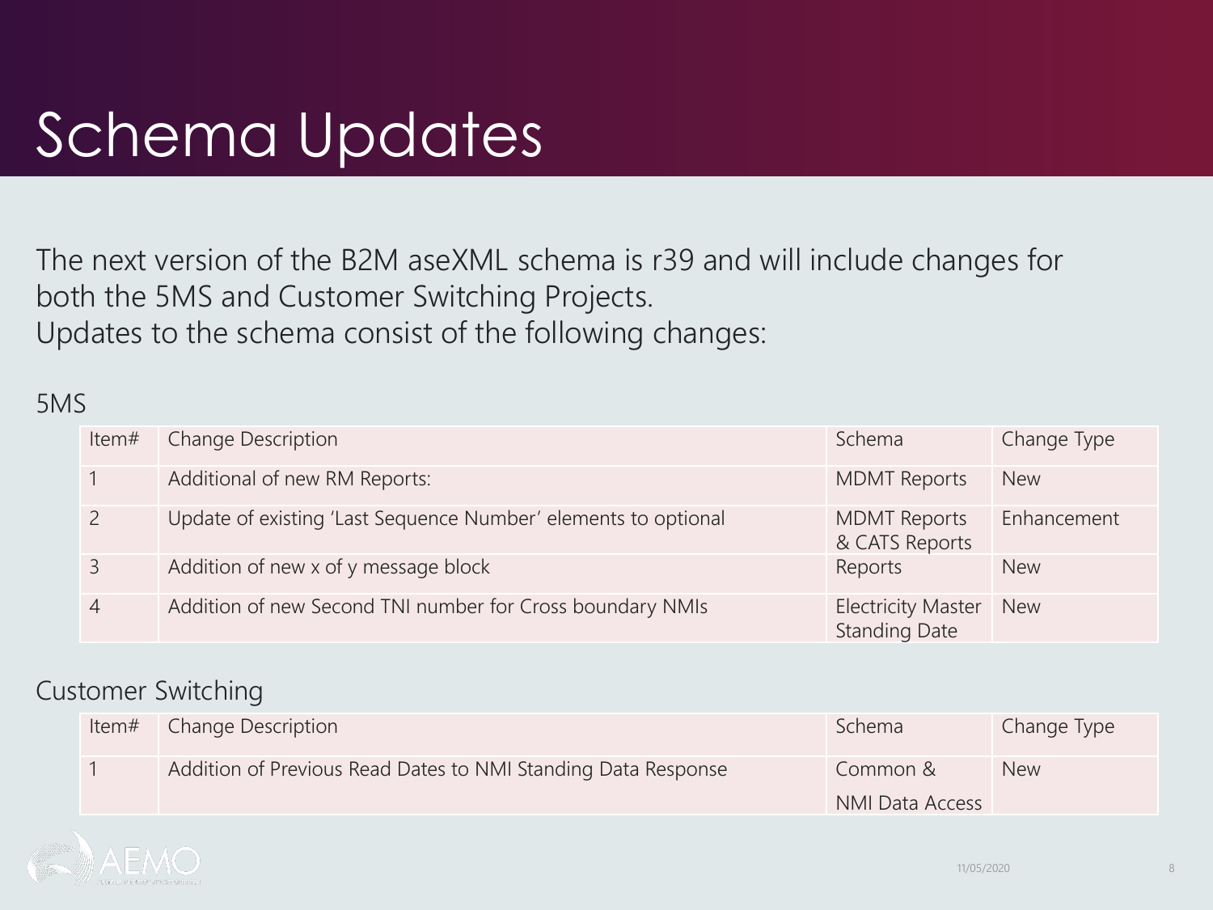# Schema Updates

The next version of the B2M aseXML schema is r39 and will include changes for both the 5MS and Customer Switching Projects.
Updates to the schema consist of the following changes:

5MS

| Item# | Change Description | Schema | Change Type |
|---|---|---|---|
| 1 | Additional of new RM Reports: | MDMT Reports | New |
| 2 | Update of existing 'Last Sequence Number' elements to optional | MDMT Reports & CATS Reports | Enhancement |
| 3 | Addition of new x of y message block | Reports | New |
| 4 | Addition of new Second TNI number for Cross boundary NMIs | Electricity Master Standing Date | New |

Customer Switching

| Item# | Change Description | Schema | Change Type |
|---|---|---|---|
| 1 | Addition of Previous Read Dates to NMI Standing Data Response | Common & NMI Data Access | New |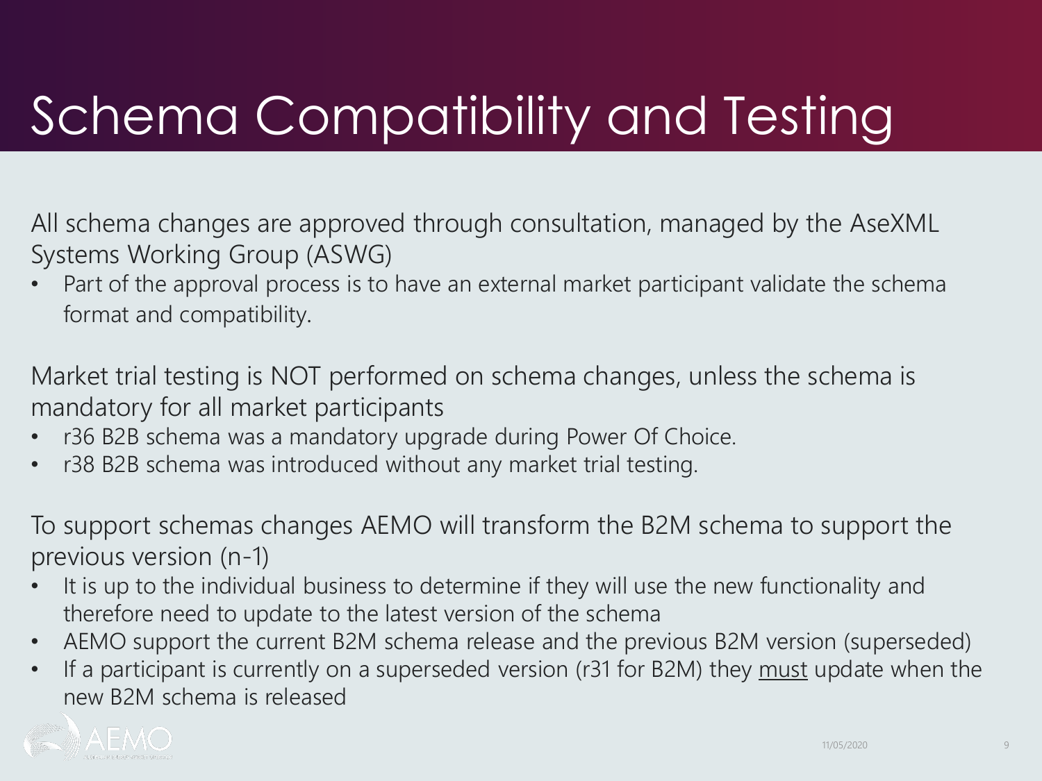# Schema Compatibility and Testing

All schema changes are approved through consultation, managed by the AseXML Systems Working Group (ASWG)

- Part of the approval process is to have an external market participant validate the schema format and compatibility.

Market trial testing is NOT performed on schema changes, unless the schema is mandatory for all market participants

- r36 B2B schema was a mandatory upgrade during Power Of Choice.
- r38 B2B schema was introduced without any market trial testing.

To support schemas changes AEMO will transform the B2M schema to support the previous version (n-1)

- It is up to the individual business to determine if they will use the new functionality and therefore need to update to the latest version of the schema
- AEMO support the current B2M schema release and the previous B2M version (superseded)
- If a participant is currently on a superseded version (r31 for B2M) they <u>must</u> update when the new B2M schema is released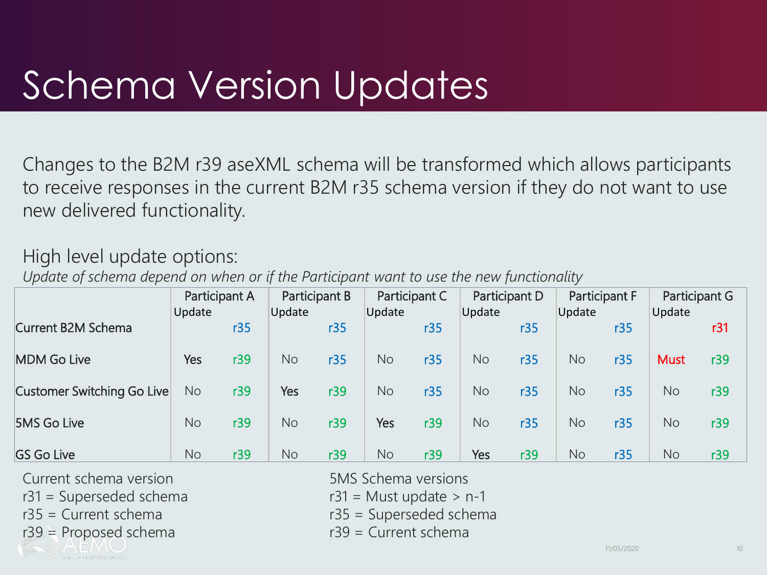# Schema Version Updates

Changes to the B2M r39 aseXML schema will be transformed which allows participants to receive responses in the current B2M r35 schema version if they do not want to use new delivered functionality.

High level update options:

*Update of schema depend on when or if the Participant want to use the new functionality*

| | Participant A | | Participant B | | Participant C | | Participant D | | Participant F | | Participant G | |
|---|---|---|---|---|---|---|---|---|---|---|---|---|
| | Update | | Update | | Update | | Update | | Update | | Update | |
| Current B2M Schema | | r35 | | r35 | | r35 | | r35 | | r35 | | r31 |
| MDM Go Live | Yes | r39 | No | r35 | No | r35 | No | r35 | No | r35 | Must | r39 |
| Customer Switching Go Live | No | r39 | Yes | r39 | No | r35 | No | r35 | No | r35 | No | r39 |
| 5MS Go Live | No | r39 | No | r39 | Yes | r39 | No | r35 | No | r35 | No | r39 |
| GS Go Live | No | r39 | No | r39 | No | r39 | Yes | r39 | No | r35 | No | r39 |

Current schema version
r31 = Superseded schema
r35 = Current schema
r39 = Proposed schema

5MS Schema versions
r31 = Must update > n-1
r35 = Superseded schema
r39 = Current schema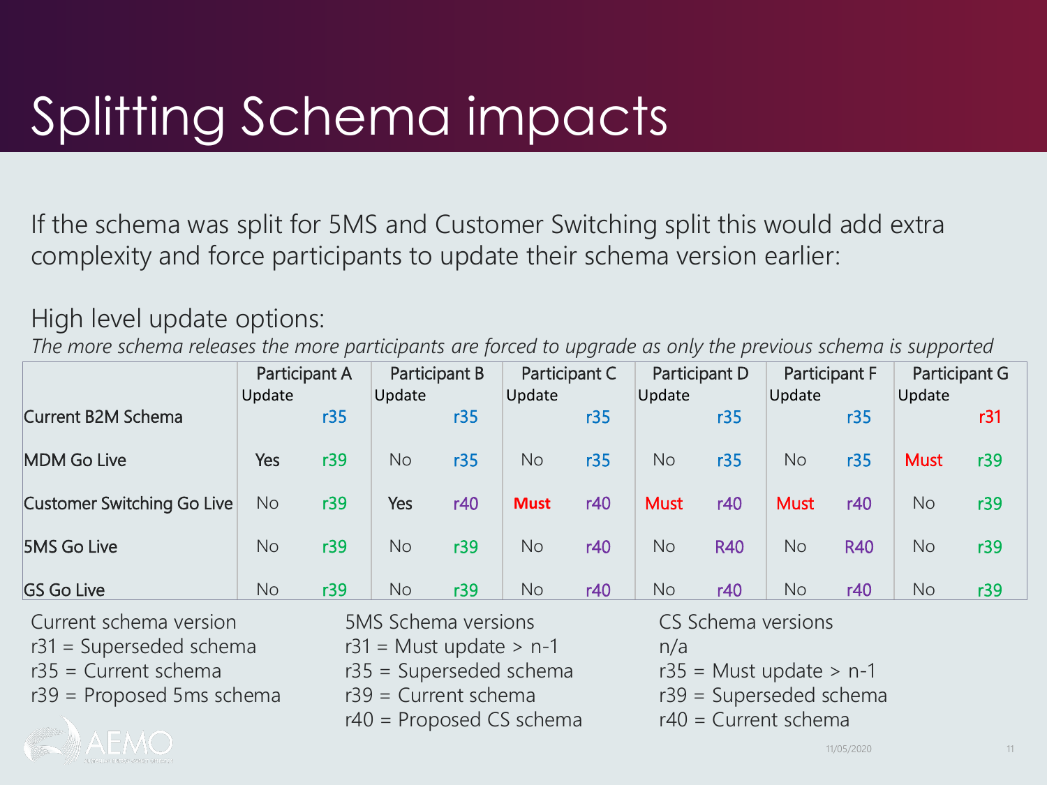// Transcribed the slide text, table, and legend; the AEMO logo, date and slide number are left out as page furniture.
# Splitting Schema impacts

If the schema was split for 5MS and Customer Switching split this would add extra complexity and force participants to update their schema version earlier:

High level update options:

*The more schema releases the more participants are forced to upgrade as only the previous schema is supported*

| | Participant A Update | | Participant B Update | | Participant C Update | | Participant D Update | | Participant F Update | | Participant G Update | |
|---|---|---|---|---|---|---|---|---|---|---|---|---|
| Current B2M Schema | | r35 | | r35 | | r35 | | r35 | | r35 | | r31 |
| MDM Go Live | Yes | r39 | No | r35 | No | r35 | No | r35 | No | r35 | Must | r39 |
| Customer Switching Go Live | No | r39 | Yes | r40 | **Must** | r40 | Must | r40 | Must | r40 | No | r39 |
| 5MS Go Live | No | r39 | No | r39 | No | r40 | No | R40 | No | R40 | No | r39 |
| GS Go Live | No | r39 | No | r39 | No | r40 | No | r40 | No | r40 | No | r39 |

Current schema version
r31 = Superseded schema
r35 = Current schema
r39 = Proposed 5ms schema

5MS Schema versions
r31 = Must update > n-1
r35 = Superseded schema
r39 = Current schema
r40 = Proposed CS schema

CS Schema versions
n/a
r35 = Must update > n-1
r39 = Superseded schema
r40 = Current schema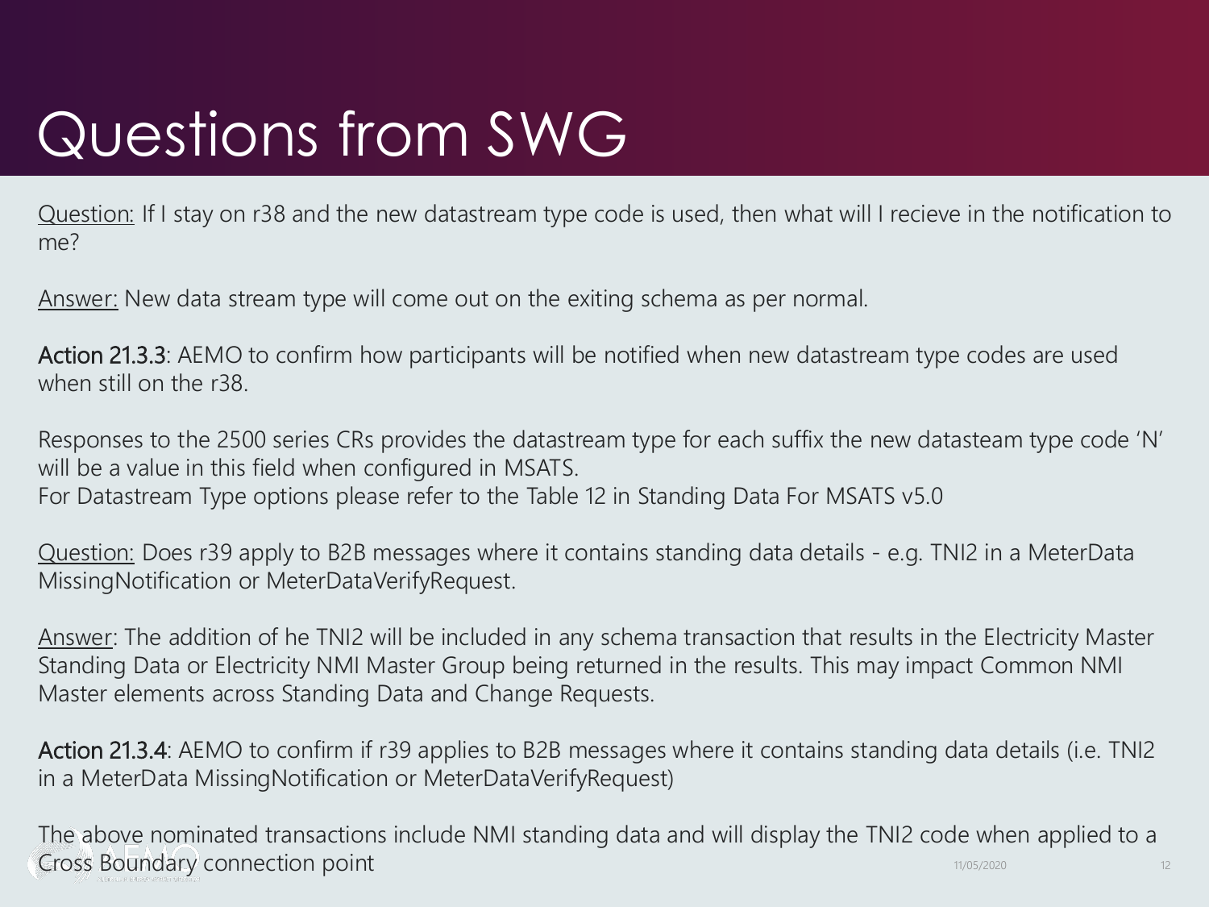# Questions from SWG

Question: If I stay on r38 and the new datastream type code is used, then what will I recieve in the notification to me?

Answer: New data stream type will come out on the exiting schema as per normal.

**Action 21.3.3**: AEMO to confirm how participants will be notified when new datastream type codes are used when still on the r38.

Responses to the 2500 series CRs provides the datastream type for each suffix the new datasteam type code 'N' will be a value in this field when configured in MSATS.
For Datastream Type options please refer to the Table 12 in Standing Data For MSATS v5.0

Question: Does r39 apply to B2B messages where it contains standing data details - e.g. TNI2 in a MeterData MissingNotification or MeterDataVerifyRequest.

Answer: The addition of he TNI2 will be included in any schema transaction that results in the Electricity Master Standing Data or Electricity NMI Master Group being returned in the results. This may impact Common NMI Master elements across Standing Data and Change Requests.

**Action 21.3.4**: AEMO to confirm if r39 applies to B2B messages where it contains standing data details (i.e. TNI2 in a MeterData MissingNotification or MeterDataVerifyRequest)

The above nominated transactions include NMI standing data and will display the TNI2 code when applied to a Cross Boundary connection point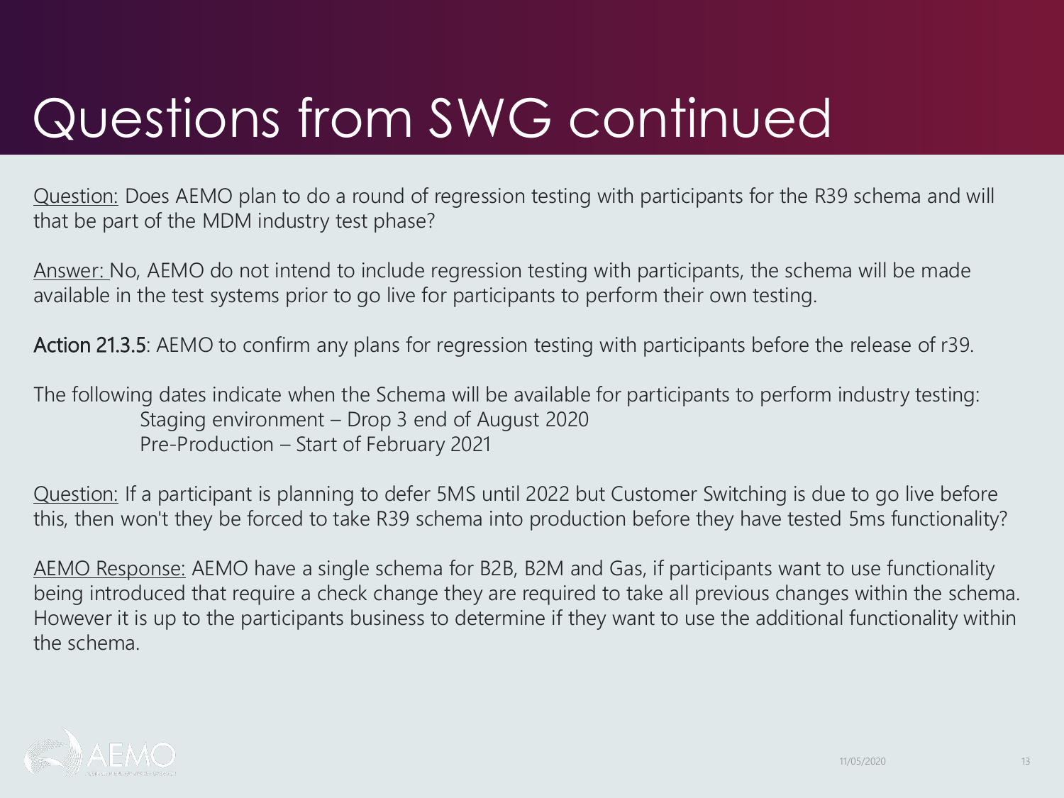# Questions from SWG continued

Question: Does AEMO plan to do a round of regression testing with participants for the R39 schema and will that be part of the MDM industry test phase?

Answer: No, AEMO do not intend to include regression testing with participants, the schema will be made available in the test systems prior to go live for participants to perform their own testing.

**Action 21.3.5**: AEMO to confirm any plans for regression testing with participants before the release of r39.

The following dates indicate when the Schema will be available for participants to perform industry testing:

- Staging environment – Drop 3 end of August 2020
- Pre-Production – Start of February 2021

Question: If a participant is planning to defer 5MS until 2022 but Customer Switching is due to go live before this, then won't they be forced to take R39 schema into production before they have tested 5ms functionality?

AEMO Response: AEMO have a single schema for B2B, B2M and Gas, if participants want to use functionality being introduced that require a check change they are required to take all previous changes within the schema. However it is up to the participants business to determine if they want to use the additional functionality within the schema.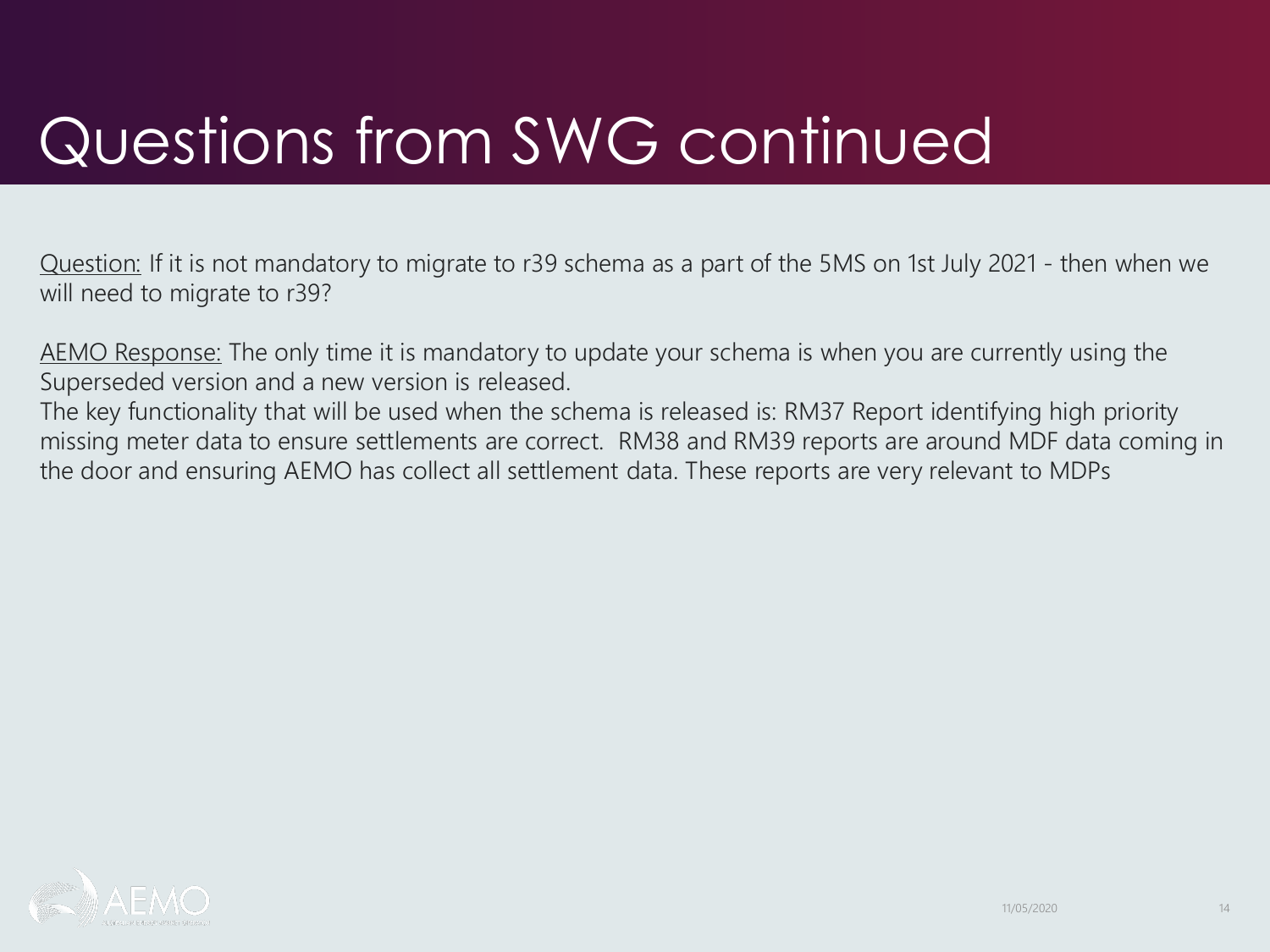# Questions from SWG continued

Question: If it is not mandatory to migrate to r39 schema as a part of the 5MS on 1st July 2021 - then when we will need to migrate to r39?

AEMO Response: The only time it is mandatory to update your schema is when you are currently using the Superseded version and a new version is released.
The key functionality that will be used when the schema is released is: RM37 Report identifying high priority missing meter data to ensure settlements are correct.  RM38 and RM39 reports are around MDF data coming in the door and ensuring AEMO has collect all settlement data. These reports are very relevant to MDPs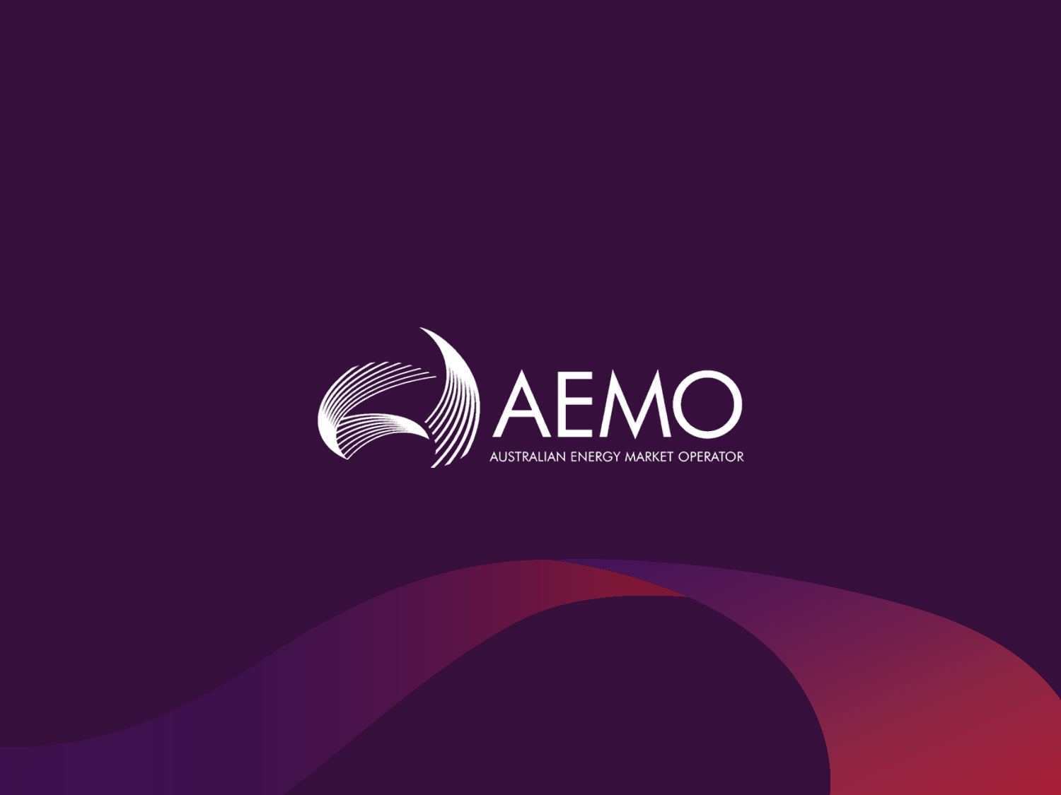AEMO

AUSTRALIAN ENERGY MARKET OPERATOR